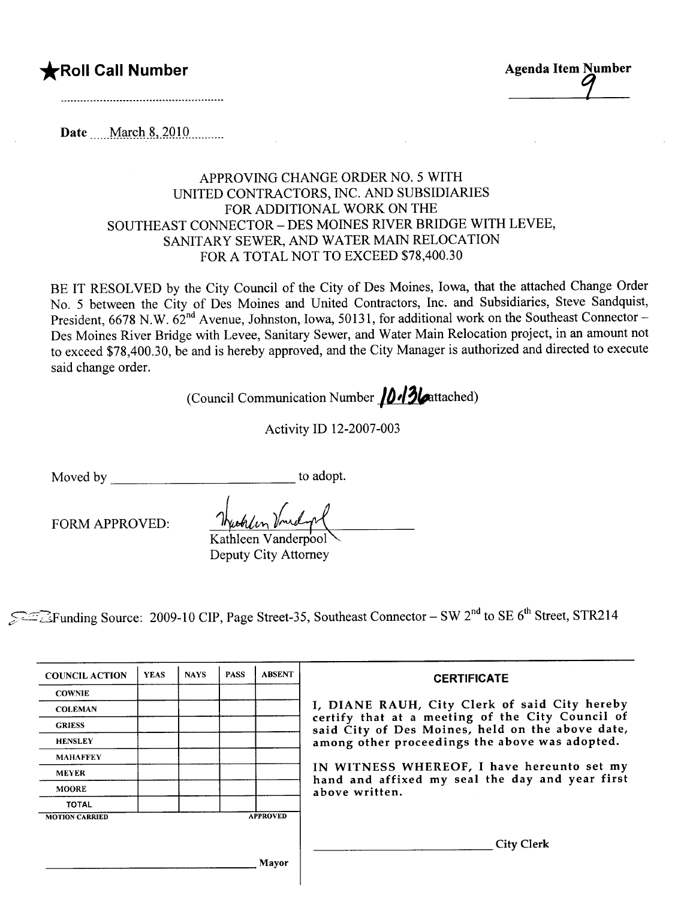★**Roll Call Number**

......................................................

**Agenda Item Number**

9

Date March 8, 2010

APPROVING CHANGE ORDER NO. 5 WITH
UNITED CONTRACTORS, INC. AND SUBSIDIARIES
FOR ADDITIONAL WORK ON THE
SOUTHEAST CONNECTOR – DES MOINES RIVER BRIDGE WITH LEVEE,
SANITARY SEWER, AND WATER MAIN RELOCATION
FOR A TOTAL NOT TO EXCEED $78,400.30

BE IT RESOLVED by the City Council of the City of Des Moines, Iowa, that the attached Change Order No. 5 between the City of Des Moines and United Contractors, Inc. and Subsidiaries, Steve Sandquist, President, 6678 N.W. 62nd Avenue, Johnston, Iowa, 50131, for additional work on the Southeast Connector – Des Moines River Bridge with Levee, Sanitary Sewer, and Water Main Relocation project, in an amount not to exceed $78,400.30, be and is hereby approved, and the City Manager is authorized and directed to execute said change order.

(Council Communication Number 10-136 attached)

Activity ID 12-2007-003

Moved by ______________________ to adopt.

FORM APPROVED:

Kathleen Vanderpool
Deputy City Attorney

Funding Source: 2009-10 CIP, Page Street-35, Southeast Connector – SW 2nd to SE 6th Street, STR214

| COUNCIL ACTION | YEAS | NAYS | PASS | ABSENT |
|---|---|---|---|---|
| COWNIE | | | | |
| COLEMAN | | | | |
| GRIESS | | | | |
| HENSLEY | | | | |
| MAHAFFEY | | | | |
| MEYER | | | | |
| MOORE | | | | |
| TOTAL | | | | |

MOTION CARRIED APPROVED

______________________ Mayor

**CERTIFICATE**

I, DIANE RAUH, City Clerk of said City hereby certify that at a meeting of the City Council of said City of Des Moines, held on the above date, among other proceedings the above was adopted.

IN WITNESS WHEREOF, I have hereunto set my hand and affixed my seal the day and year first above written.

______________________ City Clerk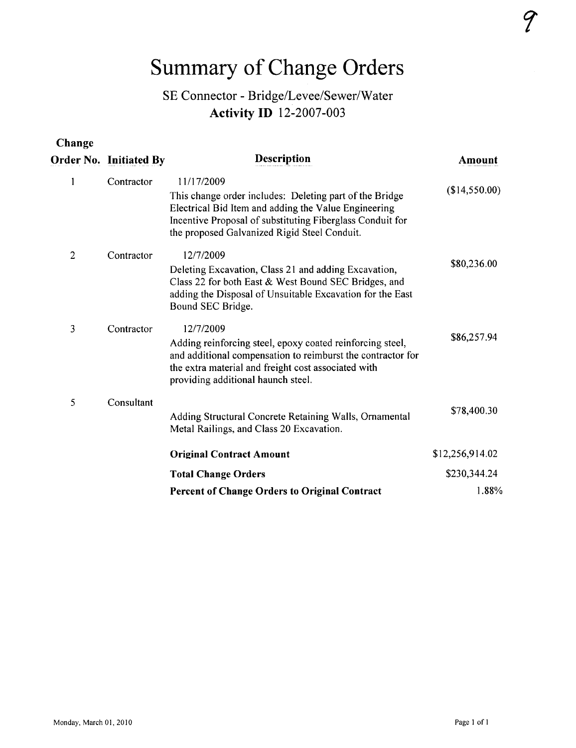# Summary of Change Orders

## SE Connector - Bridge/Levee/Sewer/Water

### **Activity ID** 12-2007-003

| Change Order No. | Initiated By | Description | Amount |
| --- | --- | --- | --- |
| 1 | Contractor | 11/17/2009<br>This change order includes: Deleting part of the Bridge Electrical Bid Item and adding the Value Engineering Incentive Proposal of substituting Fiberglass Conduit for the proposed Galvanized Rigid Steel Conduit. | ($14,550.00) |
| 2 | Contractor | 12/7/2009<br>Deleting Excavation, Class 21 and adding Excavation, Class 22 for both East & West Bound SEC Bridges, and adding the Disposal of Unsuitable Excavation for the East Bound SEC Bridge. | $80,236.00 |
| 3 | Contractor | 12/7/2009<br>Adding reinforcing steel, epoxy coated reinforcing steel, and additional compensation to reimburst the contractor for the extra material and freight cost associated with providing additional haunch steel. | $86,257.94 |
| 5 | Consultant | Adding Structural Concrete Retaining Walls, Ornamental Metal Railings, and Class 20 Excavation. | $78,400.30 |
| | | **Original Contract Amount** | $12,256,914.02 |
| | | **Total Change Orders** | $230,344.24 |
| | | **Percent of Change Orders to Original Contract** | 1.88% |

Monday, March 01, 2010